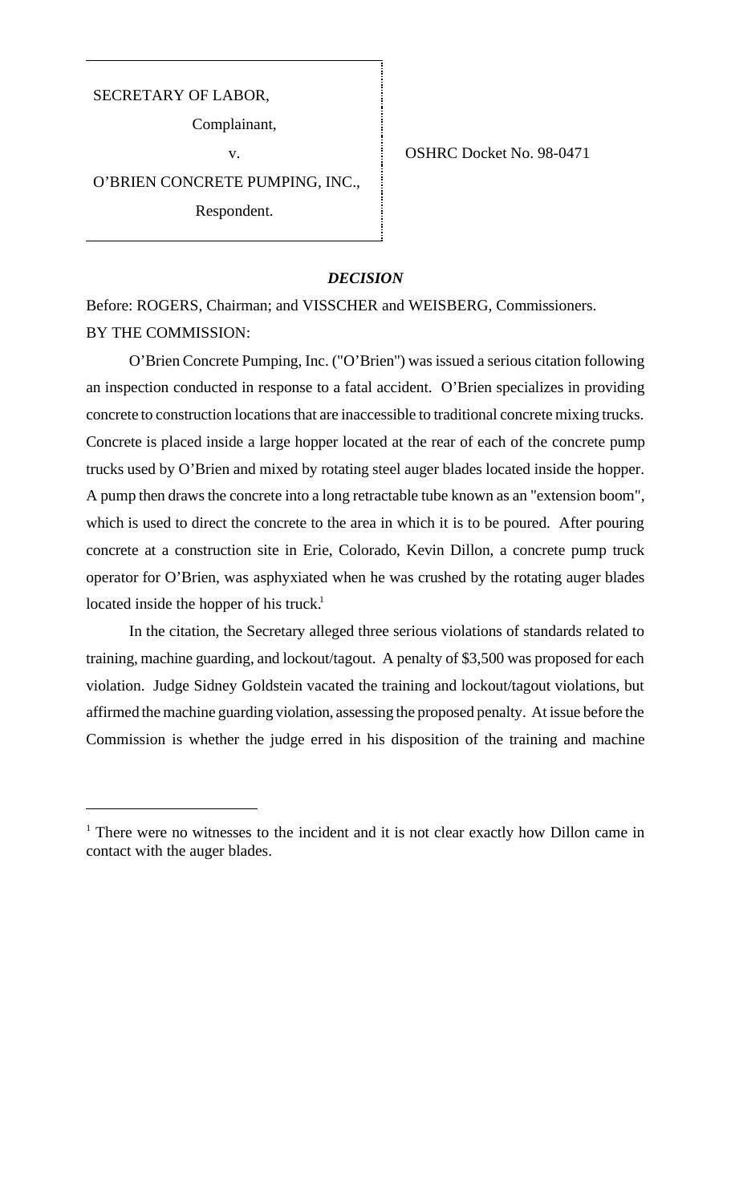SECRETARY OF LABOR,

Complainant,

v.

O'BRIEN CONCRETE PUMPING, INC.,

Respondent.

OSHRC Docket No. 98-0471

## *DECISION*

Before: ROGERS, Chairman; and VISSCHER and WEISBERG, Commissioners.

BY THE COMMISSION:

O'Brien Concrete Pumping, Inc. ("O'Brien") was issued a serious citation following an inspection conducted in response to a fatal accident. O'Brien specializes in providing concrete to construction locations that are inaccessible to traditional concrete mixing trucks. Concrete is placed inside a large hopper located at the rear of each of the concrete pump trucks used by O'Brien and mixed by rotating steel auger blades located inside the hopper. A pump then draws the concrete into a long retractable tube known as an "extension boom", which is used to direct the concrete to the area in which it is to be poured. After pouring concrete at a construction site in Erie, Colorado, Kevin Dillon, a concrete pump truck operator for O'Brien, was asphyxiated when he was crushed by the rotating auger blades located inside the hopper of his truck.[1]

In the citation, the Secretary alleged three serious violations of standards related to training, machine guarding, and lockout/tagout. A penalty of $3,500 was proposed for each violation. Judge Sidney Goldstein vacated the training and lockout/tagout violations, but affirmed the machine guarding violation, assessing the proposed penalty. At issue before the Commission is whether the judge erred in his disposition of the training and machine

---

[1] There were no witnesses to the incident and it is not clear exactly how Dillon came in contact with the auger blades.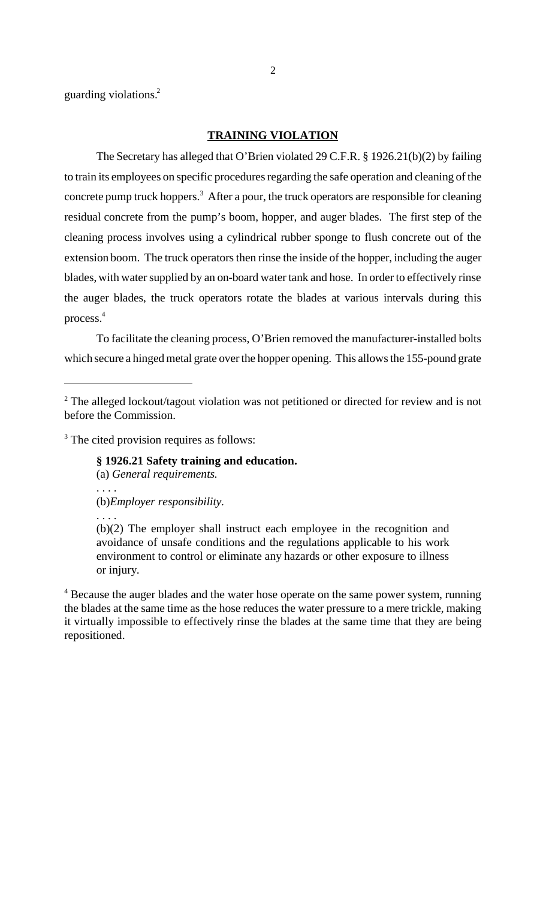guarding violations.[2]

**TRAINING VIOLATION**

The Secretary has alleged that O'Brien violated 29 C.F.R. § 1926.21(b)(2) by failing to train its employees on specific procedures regarding the safe operation and cleaning of the concrete pump truck hoppers.[3] After a pour, the truck operators are responsible for cleaning residual concrete from the pump's boom, hopper, and auger blades. The first step of the cleaning process involves using a cylindrical rubber sponge to flush concrete out of the extension boom. The truck operators then rinse the inside of the hopper, including the auger blades, with water supplied by an on-board water tank and hose. In order to effectively rinse the auger blades, the truck operators rotate the blades at various intervals during this process.[4]

To facilitate the cleaning process, O'Brien removed the manufacturer-installed bolts which secure a hinged metal grate over the hopper opening. This allows the 155-pound grate

---

[2] The alleged lockout/tagout violation was not petitioned or directed for review and is not before the Commission.

[3] The cited provision requires as follows:

> **§ 1926.21 Safety training and education.**
>
> (a) *General requirements.*
>
> . . . .
>
> (b)*Employer responsibility*.
>
> . . . .
>
> (b)(2) The employer shall instruct each employee in the recognition and avoidance of unsafe conditions and the regulations applicable to his work environment to control or eliminate any hazards or other exposure to illness or injury.

[4] Because the auger blades and the water hose operate on the same power system, running the blades at the same time as the hose reduces the water pressure to a mere trickle, making it virtually impossible to effectively rinse the blades at the same time that they are being repositioned.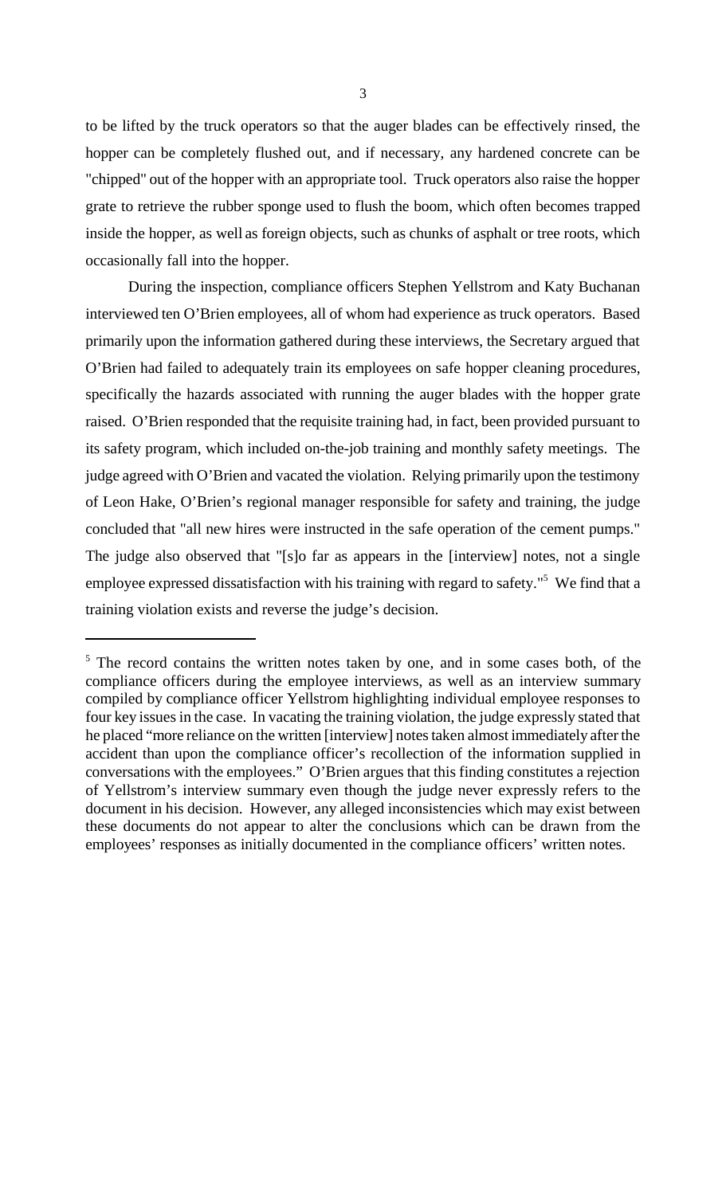to be lifted by the truck operators so that the auger blades can be effectively rinsed, the hopper can be completely flushed out, and if necessary, any hardened concrete can be "chipped" out of the hopper with an appropriate tool. Truck operators also raise the hopper grate to retrieve the rubber sponge used to flush the boom, which often becomes trapped inside the hopper, as well as foreign objects, such as chunks of asphalt or tree roots, which occasionally fall into the hopper.

During the inspection, compliance officers Stephen Yellstrom and Katy Buchanan interviewed ten O'Brien employees, all of whom had experience as truck operators. Based primarily upon the information gathered during these interviews, the Secretary argued that O'Brien had failed to adequately train its employees on safe hopper cleaning procedures, specifically the hazards associated with running the auger blades with the hopper grate raised. O'Brien responded that the requisite training had, in fact, been provided pursuant to its safety program, which included on-the-job training and monthly safety meetings. The judge agreed with O'Brien and vacated the violation. Relying primarily upon the testimony of Leon Hake, O'Brien's regional manager responsible for safety and training, the judge concluded that "all new hires were instructed in the safe operation of the cement pumps." The judge also observed that "[s]o far as appears in the [interview] notes, not a single employee expressed dissatisfaction with his training with regard to safety."[5] We find that a training violation exists and reverse the judge's decision.

---

[5] The record contains the written notes taken by one, and in some cases both, of the compliance officers during the employee interviews, as well as an interview summary compiled by compliance officer Yellstrom highlighting individual employee responses to four key issues in the case. In vacating the training violation, the judge expressly stated that he placed "more reliance on the written [interview] notes taken almost immediately after the accident than upon the compliance officer's recollection of the information supplied in conversations with the employees." O'Brien argues that this finding constitutes a rejection of Yellstrom's interview summary even though the judge never expressly refers to the document in his decision. However, any alleged inconsistencies which may exist between these documents do not appear to alter the conclusions which can be drawn from the employees' responses as initially documented in the compliance officers' written notes.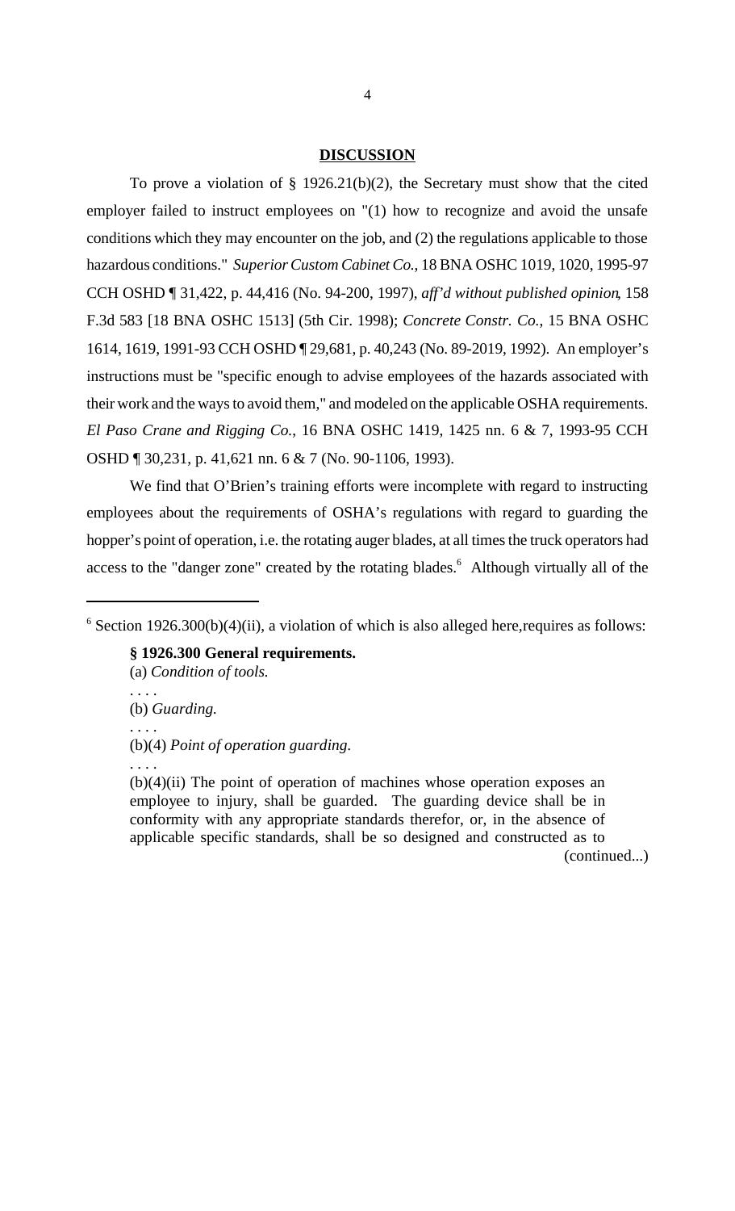## DISCUSSION

To prove a violation of § 1926.21(b)(2), the Secretary must show that the cited employer failed to instruct employees on "(1) how to recognize and avoid the unsafe conditions which they may encounter on the job, and (2) the regulations applicable to those hazardous conditions." *Superior Custom Cabinet Co.*, 18 BNA OSHC 1019, 1020, 1995-97 CCH OSHD ¶ 31,422, p. 44,416 (No. 94-200, 1997), *aff'd without published opinion*, 158 F.3d 583 [18 BNA OSHC 1513] (5th Cir. 1998); *Concrete Constr. Co.*, 15 BNA OSHC 1614, 1619, 1991-93 CCH OSHD ¶ 29,681, p. 40,243 (No. 89-2019, 1992). An employer's instructions must be "specific enough to advise employees of the hazards associated with their work and the ways to avoid them," and modeled on the applicable OSHA requirements. *El Paso Crane and Rigging Co.*, 16 BNA OSHC 1419, 1425 nn. 6 & 7, 1993-95 CCH OSHD ¶ 30,231, p. 41,621 nn. 6 & 7 (No. 90-1106, 1993).

We find that O'Brien's training efforts were incomplete with regard to instructing employees about the requirements of OSHA's regulations with regard to guarding the hopper's point of operation, i.e. the rotating auger blades, at all times the truck operators had access to the "danger zone" created by the rotating blades.[6] Although virtually all of the

---

[6] Section 1926.300(b)(4)(ii), a violation of which is also alleged here,requires as follows:

> **§ 1926.300 General requirements.**
> (a) *Condition of tools.*
> . . . .
> (b) *Guarding.*
> . . . .
> (b)(4) *Point of operation guarding.*
> . . . .
> (b)(4)(ii) The point of operation of machines whose operation exposes an employee to injury, shall be guarded. The guarding device shall be in conformity with any appropriate standards therefor, or, in the absence of applicable specific standards, shall be so designed and constructed as to
>
> (continued...)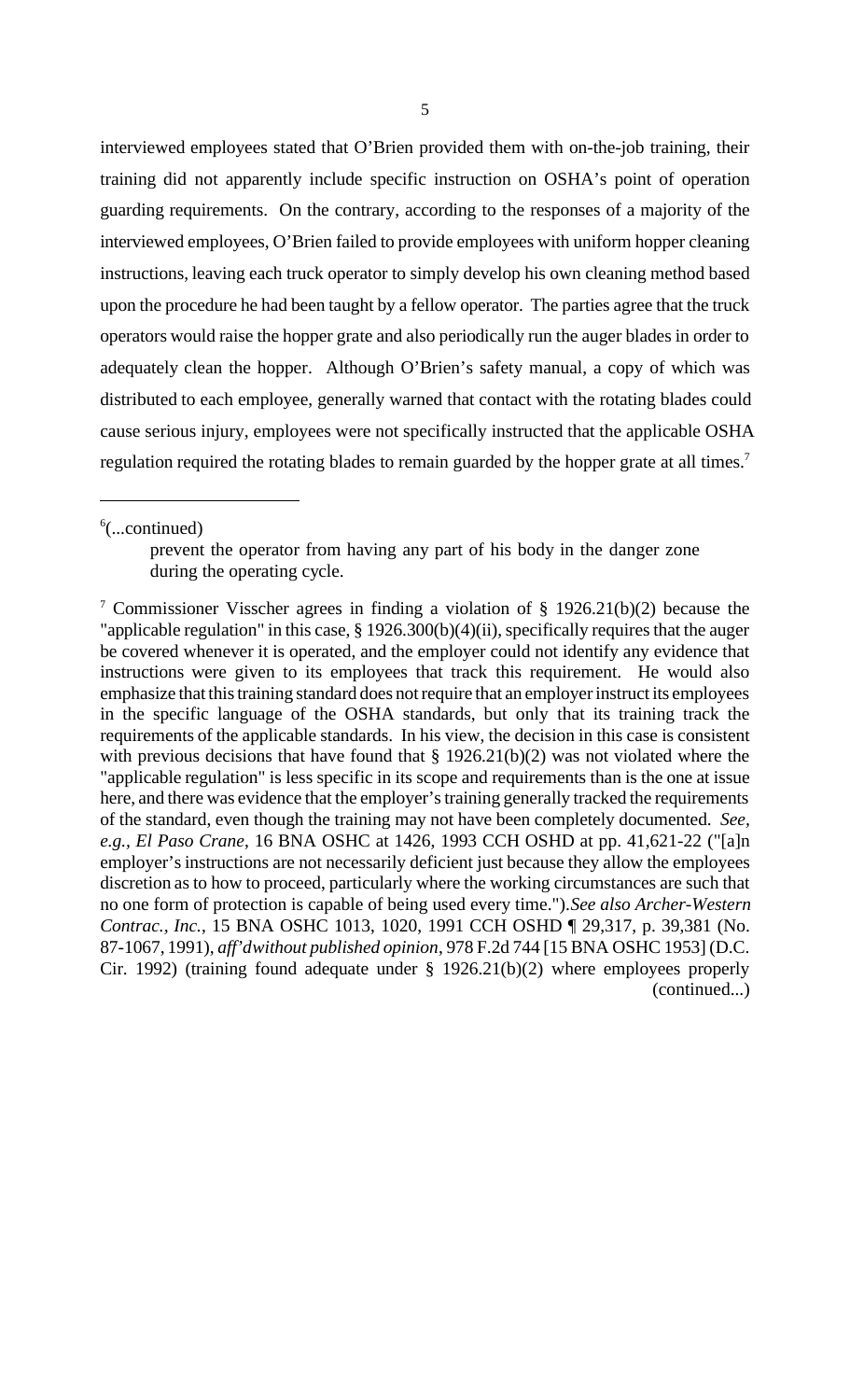interviewed employees stated that O'Brien provided them with on-the-job training, their training did not apparently include specific instruction on OSHA's point of operation guarding requirements. On the contrary, according to the responses of a majority of the interviewed employees, O'Brien failed to provide employees with uniform hopper cleaning instructions, leaving each truck operator to simply develop his own cleaning method based upon the procedure he had been taught by a fellow operator. The parties agree that the truck operators would raise the hopper grate and also periodically run the auger blades in order to adequately clean the hopper. Although O'Brien's safety manual, a copy of which was distributed to each employee, generally warned that contact with the rotating blades could cause serious injury, employees were not specifically instructed that the applicable OSHA regulation required the rotating blades to remain guarded by the hopper grate at all times.[7]

---

[6](...continued)

> prevent the operator from having any part of his body in the danger zone during the operating cycle.

[7] Commissioner Visscher agrees in finding a violation of § 1926.21(b)(2) because the "applicable regulation" in this case, § 1926.300(b)(4)(ii), specifically requires that the auger be covered whenever it is operated, and the employer could not identify any evidence that instructions were given to its employees that track this requirement. He would also emphasize that this training standard does not require that an employer instruct its employees in the specific language of the OSHA standards, but only that its training track the requirements of the applicable standards. In his view, the decision in this case is consistent with previous decisions that have found that § 1926.21(b)(2) was not violated where the "applicable regulation" is less specific in its scope and requirements than is the one at issue here, and there was evidence that the employer's training generally tracked the requirements of the standard, even though the training may not have been completely documented. *See, e.g., El Paso Crane*, 16 BNA OSHC at 1426, 1993 CCH OSHD at pp. 41,621-22 ("[a]n employer's instructions are not necessarily deficient just because they allow the employees discretion as to how to proceed, particularly where the working circumstances are such that no one form of protection is capable of being used every time."). *See also Archer-Western Contrac., Inc.*, 15 BNA OSHC 1013, 1020, 1991 CCH OSHD ¶ 29,317, p. 39,381 (No. 87-1067, 1991), *aff'd without published opinion*, 978 F.2d 744 [15 BNA OSHC 1953] (D.C. Cir. 1992) (training found adequate under § 1926.21(b)(2) where employees properly (continued...)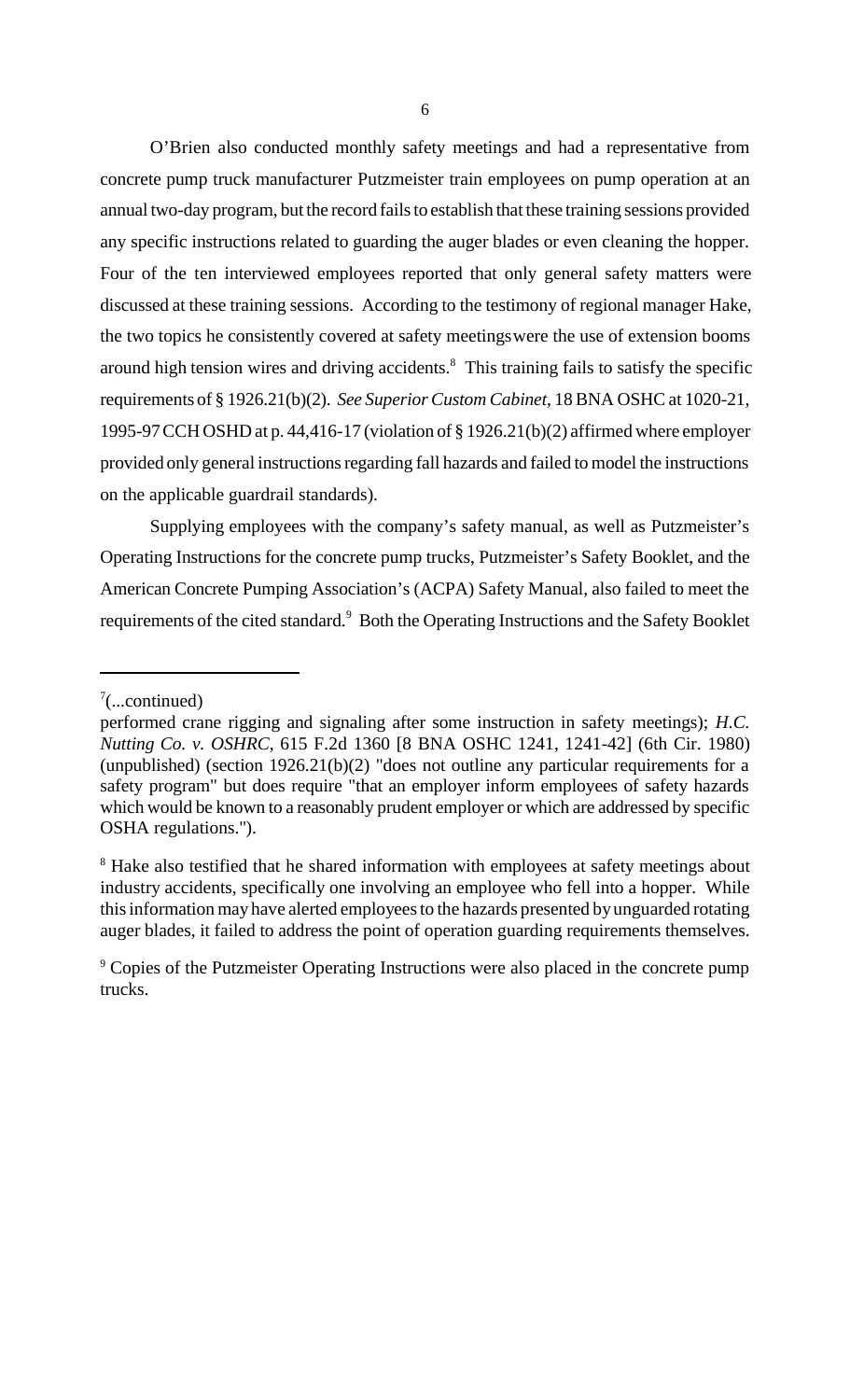O'Brien also conducted monthly safety meetings and had a representative from concrete pump truck manufacturer Putzmeister train employees on pump operation at an annual two-day program, but the record fails to establish that these training sessions provided any specific instructions related to guarding the auger blades or even cleaning the hopper. Four of the ten interviewed employees reported that only general safety matters were discussed at these training sessions. According to the testimony of regional manager Hake, the two topics he consistently covered at safety meetings were the use of extension booms around high tension wires and driving accidents.[8] This training fails to satisfy the specific requirements of § 1926.21(b)(2). *See Superior Custom Cabinet*, 18 BNA OSHC at 1020-21, 1995-97 CCH OSHD at p. 44,416-17 (violation of § 1926.21(b)(2) affirmed where employer provided only general instructions regarding fall hazards and failed to model the instructions on the applicable guardrail standards).

Supplying employees with the company's safety manual, as well as Putzmeister's Operating Instructions for the concrete pump trucks, Putzmeister's Safety Booklet, and the American Concrete Pumping Association's (ACPA) Safety Manual, also failed to meet the requirements of the cited standard.[9] Both the Operating Instructions and the Safety Booklet

---

[7](...continued)
performed crane rigging and signaling after some instruction in safety meetings); *H.C. Nutting Co. v. OSHRC*, 615 F.2d 1360 [8 BNA OSHC 1241, 1241-42] (6th Cir. 1980) (unpublished) (section 1926.21(b)(2) "does not outline any particular requirements for a safety program" but does require "that an employer inform employees of safety hazards which would be known to a reasonably prudent employer or which are addressed by specific OSHA regulations.").

[8] Hake also testified that he shared information with employees at safety meetings about industry accidents, specifically one involving an employee who fell into a hopper. While this information may have alerted employees to the hazards presented by unguarded rotating auger blades, it failed to address the point of operation guarding requirements themselves.

[9] Copies of the Putzmeister Operating Instructions were also placed in the concrete pump trucks.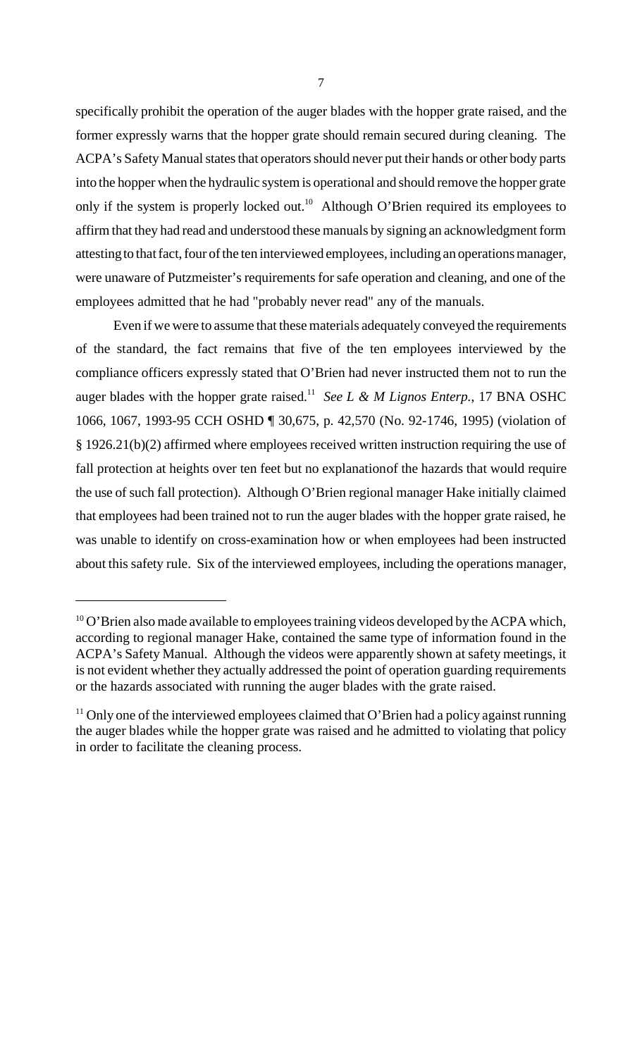specifically prohibit the operation of the auger blades with the hopper grate raised, and the former expressly warns that the hopper grate should remain secured during cleaning. The ACPA's Safety Manual states that operators should never put their hands or other body parts into the hopper when the hydraulic system is operational and should remove the hopper grate only if the system is properly locked out.[10] Although O'Brien required its employees to affirm that they had read and understood these manuals by signing an acknowledgment form attesting to that fact, four of the ten interviewed employees, including an operations manager, were unaware of Putzmeister's requirements for safe operation and cleaning, and one of the employees admitted that he had "probably never read" any of the manuals.

Even if we were to assume that these materials adequately conveyed the requirements of the standard, the fact remains that five of the ten employees interviewed by the compliance officers expressly stated that O'Brien had never instructed them not to run the auger blades with the hopper grate raised.[11] *See L & M Lignos Enterp.*, 17 BNA OSHC 1066, 1067, 1993-95 CCH OSHD ¶ 30,675, p. 42,570 (No. 92-1746, 1995) (violation of § 1926.21(b)(2) affirmed where employees received written instruction requiring the use of fall protection at heights over ten feet but no explanationof the hazards that would require the use of such fall protection). Although O'Brien regional manager Hake initially claimed that employees had been trained not to run the auger blades with the hopper grate raised, he was unable to identify on cross-examination how or when employees had been instructed about this safety rule. Six of the interviewed employees, including the operations manager,

---

[10] O'Brien also made available to employees training videos developed by the ACPA which, according to regional manager Hake, contained the same type of information found in the ACPA's Safety Manual. Although the videos were apparently shown at safety meetings, it is not evident whether they actually addressed the point of operation guarding requirements or the hazards associated with running the auger blades with the grate raised.

[11] Only one of the interviewed employees claimed that O'Brien had a policy against running the auger blades while the hopper grate was raised and he admitted to violating that policy in order to facilitate the cleaning process.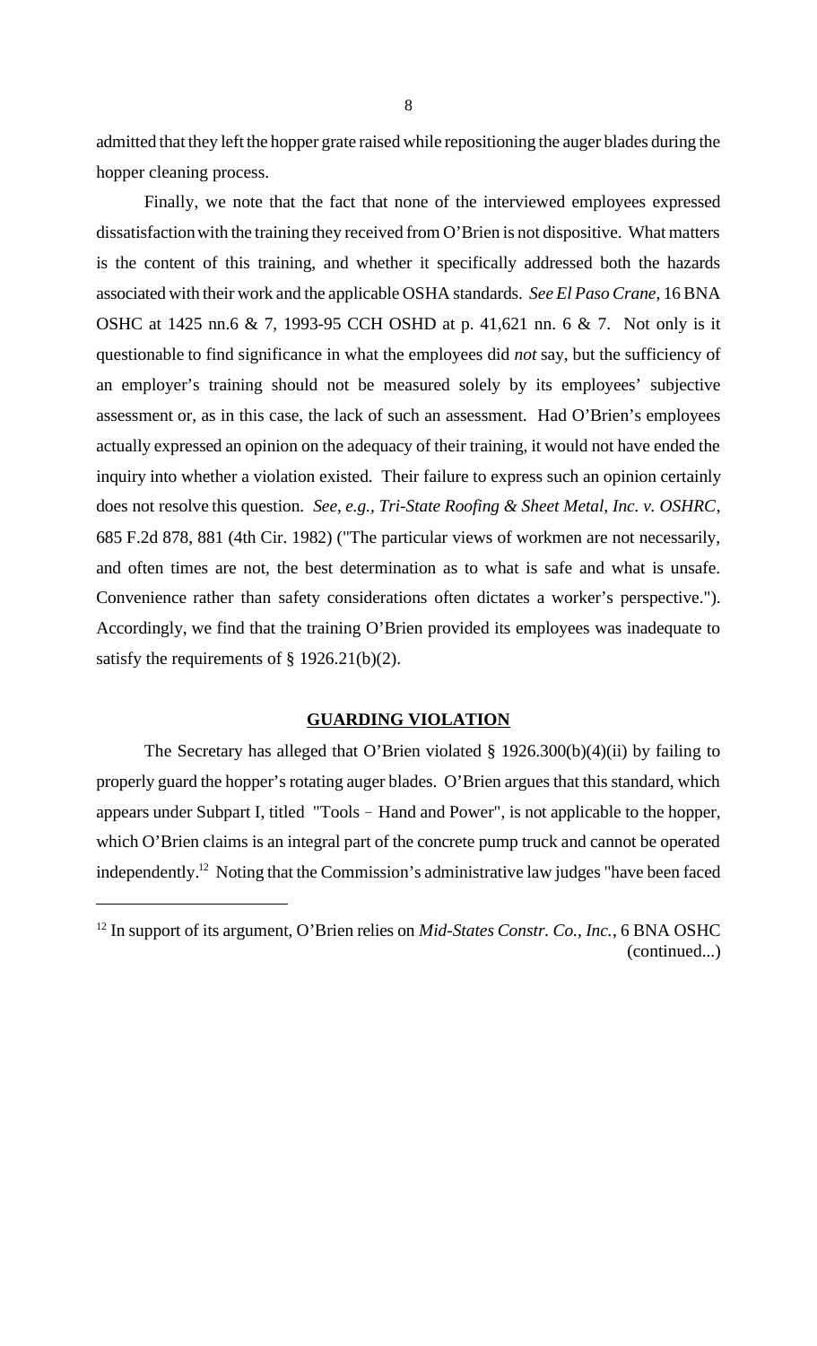admitted that they left the hopper grate raised while repositioning the auger blades during the hopper cleaning process.

Finally, we note that the fact that none of the interviewed employees expressed dissatisfaction with the training they received from O'Brien is not dispositive. What matters is the content of this training, and whether it specifically addressed both the hazards associated with their work and the applicable OSHA standards. *See El Paso Crane*, 16 BNA OSHC at 1425 nn.6 & 7, 1993-95 CCH OSHD at p. 41,621 nn. 6 & 7. Not only is it questionable to find significance in what the employees did *not* say, but the sufficiency of an employer's training should not be measured solely by its employees' subjective assessment or, as in this case, the lack of such an assessment. Had O'Brien's employees actually expressed an opinion on the adequacy of their training, it would not have ended the inquiry into whether a violation existed. Their failure to express such an opinion certainly does not resolve this question. *See, e.g., Tri-State Roofing & Sheet Metal, Inc. v. OSHRC*, 685 F.2d 878, 881 (4th Cir. 1982) ("The particular views of workmen are not necessarily, and often times are not, the best determination as to what is safe and what is unsafe. Convenience rather than safety considerations often dictates a worker's perspective."). Accordingly, we find that the training O'Brien provided its employees was inadequate to satisfy the requirements of § 1926.21(b)(2).

## GUARDING VIOLATION

The Secretary has alleged that O'Brien violated § 1926.300(b)(4)(ii) by failing to properly guard the hopper's rotating auger blades. O'Brien argues that this standard, which appears under Subpart I, titled "Tools – Hand and Power", is not applicable to the hopper, which O'Brien claims is an integral part of the concrete pump truck and cannot be operated independently.[12] Noting that the Commission's administrative law judges "have been faced

---

[12] In support of its argument, O'Brien relies on *Mid-States Constr. Co., Inc.*, 6 BNA OSHC (continued...)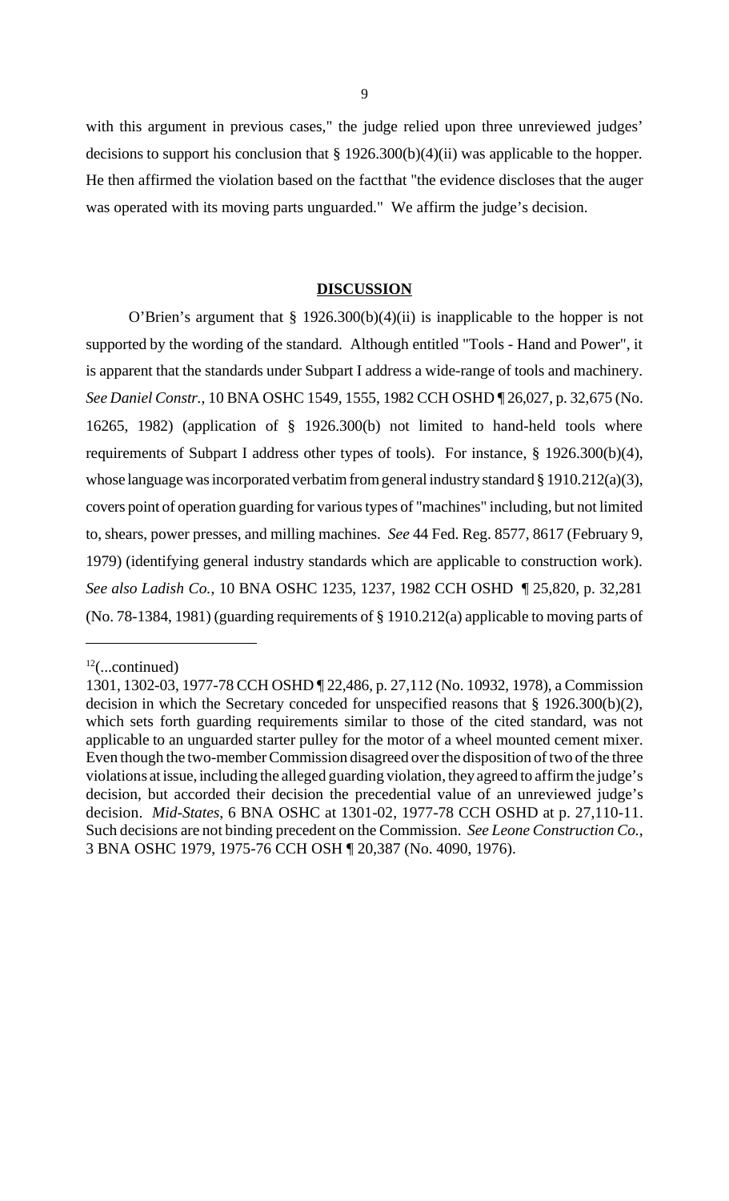with this argument in previous cases," the judge relied upon three unreviewed judges' decisions to support his conclusion that § 1926.300(b)(4)(ii) was applicable to the hopper. He then affirmed the violation based on the fact that "the evidence discloses that the auger was operated with its moving parts unguarded." We affirm the judge's decision.

## DISCUSSION

O'Brien's argument that § 1926.300(b)(4)(ii) is inapplicable to the hopper is not supported by the wording of the standard. Although entitled "Tools - Hand and Power", it is apparent that the standards under Subpart I address a wide-range of tools and machinery. *See Daniel Constr.*, 10 BNA OSHC 1549, 1555, 1982 CCH OSHD ¶ 26,027, p. 32,675 (No. 16265, 1982) (application of § 1926.300(b) not limited to hand-held tools where requirements of Subpart I address other types of tools). For instance, § 1926.300(b)(4), whose language was incorporated verbatim from general industry standard § 1910.212(a)(3), covers point of operation guarding for various types of "machines" including, but not limited to, shears, power presses, and milling machines. *See* 44 Fed. Reg. 8577, 8617 (February 9, 1979) (identifying general industry standards which are applicable to construction work). *See also Ladish Co.*, 10 BNA OSHC 1235, 1237, 1982 CCH OSHD ¶ 25,820, p. 32,281 (No. 78-1384, 1981) (guarding requirements of § 1910.212(a) applicable to moving parts of

---

[12](...continued)
1301, 1302-03, 1977-78 CCH OSHD ¶ 22,486, p. 27,112 (No. 10932, 1978), a Commission decision in which the Secretary conceded for unspecified reasons that § 1926.300(b)(2), which sets forth guarding requirements similar to those of the cited standard, was not applicable to an unguarded starter pulley for the motor of a wheel mounted cement mixer. Even though the two-member Commission disagreed over the disposition of two of the three violations at issue, including the alleged guarding violation, they agreed to affirm the judge's decision, but accorded their decision the precedential value of an unreviewed judge's decision. *Mid-States*, 6 BNA OSHC at 1301-02, 1977-78 CCH OSHD at p. 27,110-11. Such decisions are not binding precedent on the Commission. *See Leone Construction Co.*, 3 BNA OSHC 1979, 1975-76 CCH OSH ¶ 20,387 (No. 4090, 1976).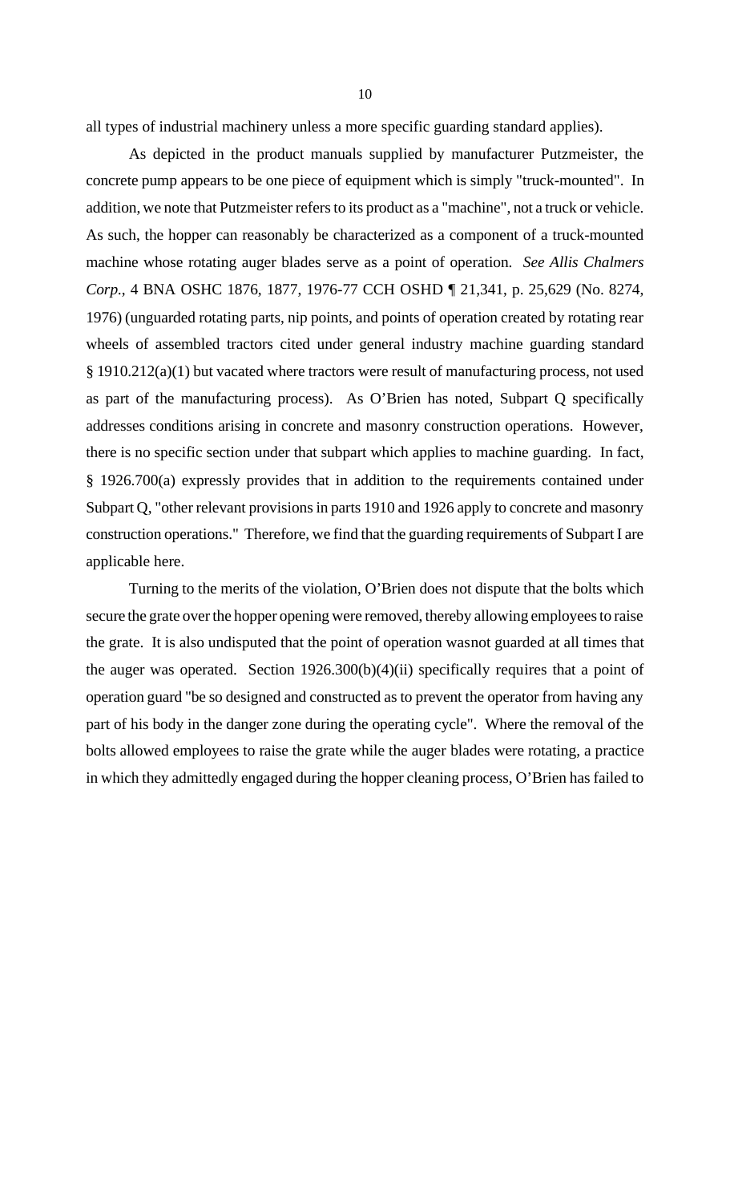all types of industrial machinery unless a more specific guarding standard applies).

As depicted in the product manuals supplied by manufacturer Putzmeister, the concrete pump appears to be one piece of equipment which is simply "truck-mounted". In addition, we note that Putzmeister refers to its product as a "machine", not a truck or vehicle. As such, the hopper can reasonably be characterized as a component of a truck-mounted machine whose rotating auger blades serve as a point of operation. *See Allis Chalmers Corp.*, 4 BNA OSHC 1876, 1877, 1976-77 CCH OSHD ¶ 21,341, p. 25,629 (No. 8274, 1976) (unguarded rotating parts, nip points, and points of operation created by rotating rear wheels of assembled tractors cited under general industry machine guarding standard § 1910.212(a)(1) but vacated where tractors were result of manufacturing process, not used as part of the manufacturing process). As O'Brien has noted, Subpart Q specifically addresses conditions arising in concrete and masonry construction operations. However, there is no specific section under that subpart which applies to machine guarding. In fact, § 1926.700(a) expressly provides that in addition to the requirements contained under Subpart Q, "other relevant provisions in parts 1910 and 1926 apply to concrete and masonry construction operations." Therefore, we find that the guarding requirements of Subpart I are applicable here.

Turning to the merits of the violation, O'Brien does not dispute that the bolts which secure the grate over the hopper opening were removed, thereby allowing employees to raise the grate. It is also undisputed that the point of operation wasnot guarded at all times that the auger was operated. Section 1926.300(b)(4)(ii) specifically requires that a point of operation guard "be so designed and constructed as to prevent the operator from having any part of his body in the danger zone during the operating cycle". Where the removal of the bolts allowed employees to raise the grate while the auger blades were rotating, a practice in which they admittedly engaged during the hopper cleaning process, O'Brien has failed to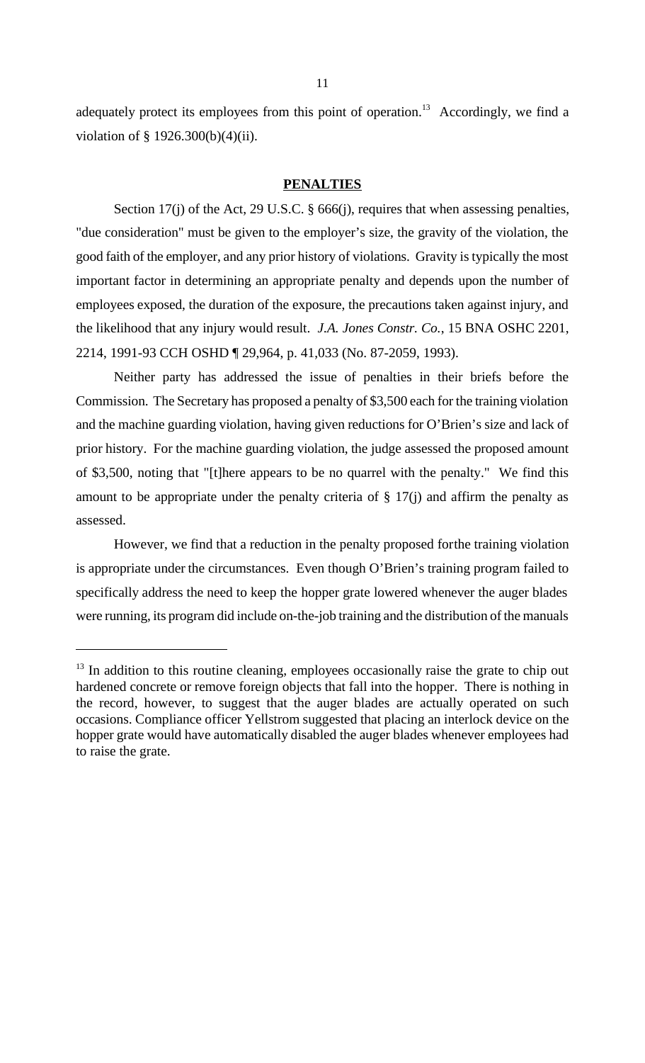adequately protect its employees from this point of operation.[13] Accordingly, we find a violation of § 1926.300(b)(4)(ii).

## PENALTIES

Section 17(j) of the Act, 29 U.S.C. § 666(j), requires that when assessing penalties, "due consideration" must be given to the employer's size, the gravity of the violation, the good faith of the employer, and any prior history of violations. Gravity is typically the most important factor in determining an appropriate penalty and depends upon the number of employees exposed, the duration of the exposure, the precautions taken against injury, and the likelihood that any injury would result. *J.A. Jones Constr. Co.*, 15 BNA OSHC 2201, 2214, 1991-93 CCH OSHD ¶ 29,964, p. 41,033 (No. 87-2059, 1993).

Neither party has addressed the issue of penalties in their briefs before the Commission. The Secretary has proposed a penalty of $3,500 each for the training violation and the machine guarding violation, having given reductions for O'Brien's size and lack of prior history. For the machine guarding violation, the judge assessed the proposed amount of $3,500, noting that "[t]here appears to be no quarrel with the penalty." We find this amount to be appropriate under the penalty criteria of § 17(j) and affirm the penalty as assessed.

However, we find that a reduction in the penalty proposed forthe training violation is appropriate under the circumstances. Even though O'Brien's training program failed to specifically address the need to keep the hopper grate lowered whenever the auger blades were running, its program did include on-the-job training and the distribution of the manuals

---

[13] In addition to this routine cleaning, employees occasionally raise the grate to chip out hardened concrete or remove foreign objects that fall into the hopper. There is nothing in the record, however, to suggest that the auger blades are actually operated on such occasions. Compliance officer Yellstrom suggested that placing an interlock device on the hopper grate would have automatically disabled the auger blades whenever employees had to raise the grate.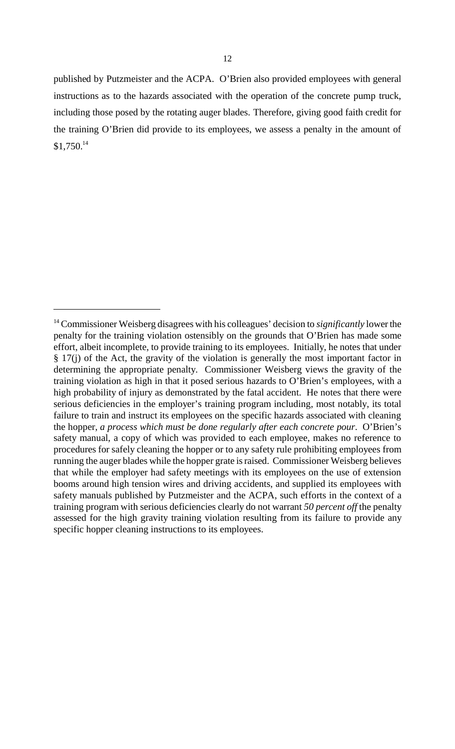published by Putzmeister and the ACPA. O'Brien also provided employees with general instructions as to the hazards associated with the operation of the concrete pump truck, including those posed by the rotating auger blades. Therefore, giving good faith credit for the training O'Brien did provide to its employees, we assess a penalty in the amount of $1,750.[14]

---

[14] Commissioner Weisberg disagrees with his colleagues' decision to *significantly* lower the penalty for the training violation ostensibly on the grounds that O'Brien has made some effort, albeit incomplete, to provide training to its employees. Initially, he notes that under § 17(j) of the Act, the gravity of the violation is generally the most important factor in determining the appropriate penalty. Commissioner Weisberg views the gravity of the training violation as high in that it posed serious hazards to O'Brien's employees, with a high probability of injury as demonstrated by the fatal accident. He notes that there were serious deficiencies in the employer's training program including, most notably, its total failure to train and instruct its employees on the specific hazards associated with cleaning the hopper, *a process which must be done regularly after each concrete pour*. O'Brien's safety manual, a copy of which was provided to each employee, makes no reference to procedures for safely cleaning the hopper or to any safety rule prohibiting employees from running the auger blades while the hopper grate is raised. Commissioner Weisberg believes that while the employer had safety meetings with its employees on the use of extension booms around high tension wires and driving accidents, and supplied its employees with safety manuals published by Putzmeister and the ACPA, such efforts in the context of a training program with serious deficiencies clearly do not warrant *50 percent off* the penalty assessed for the high gravity training violation resulting from its failure to provide any specific hopper cleaning instructions to its employees.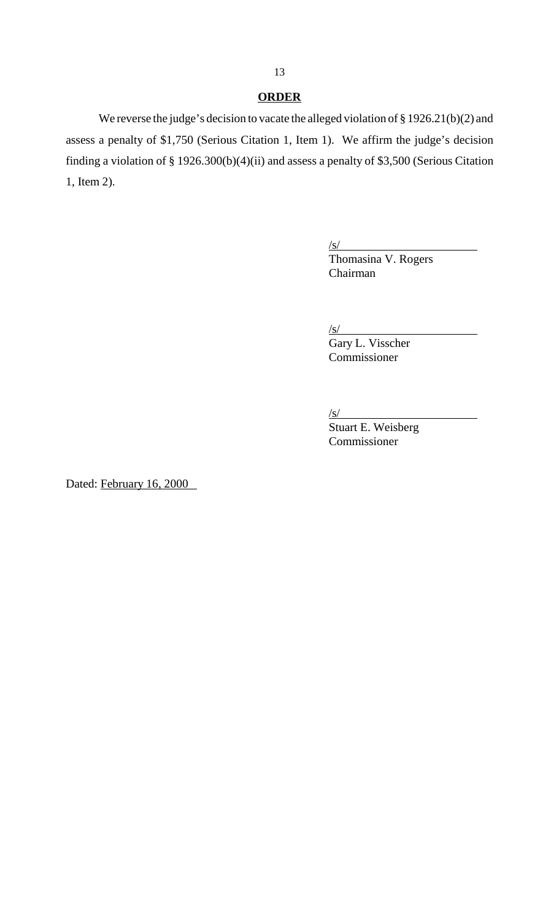**ORDER**

We reverse the judge's decision to vacate the alleged violation of § 1926.21(b)(2) and assess a penalty of $1,750 (Serious Citation 1, Item 1). We affirm the judge's decision finding a violation of § 1926.300(b)(4)(ii) and assess a penalty of $3,500 (Serious Citation 1, Item 2).

/s/
Thomasina V. Rogers
Chairman

/s/
Gary L. Visscher
Commissioner

/s/
Stuart E. Weisberg
Commissioner

Dated: February 16, 2000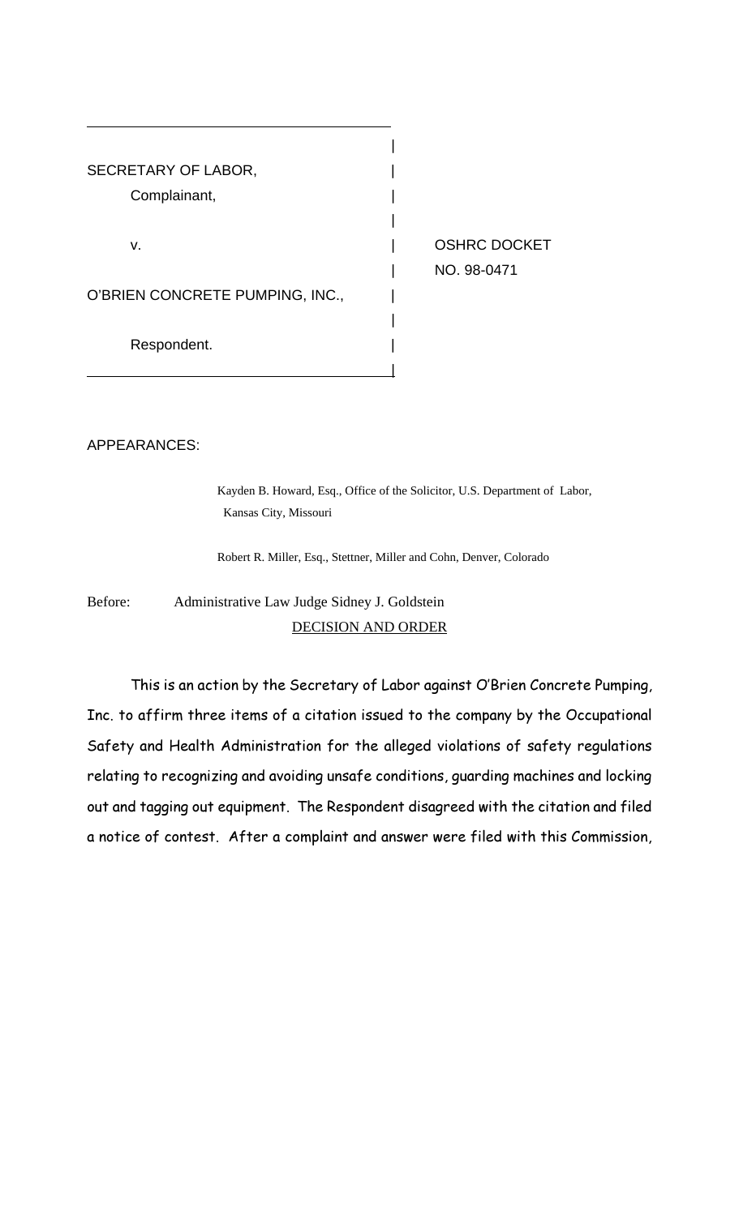| | |
|---|---|
| SECRETARY OF LABOR, | |
| Complainant, | |
| v. | OSHRC DOCKET NO. 98-0471 |
| O'BRIEN CONCRETE PUMPING, INC., | |
| Respondent. | |

APPEARANCES:

Kayden B. Howard, Esq., Office of the Solicitor, U.S. Department of Labor, Kansas City, Missouri

Robert R. Miller, Esq., Stettner, Miller and Cohn, Denver, Colorado

Before: Administrative Law Judge Sidney J. Goldstein

DECISION AND ORDER

This is an action by the Secretary of Labor against O'Brien Concrete Pumping, Inc. to affirm three items of a citation issued to the company by the Occupational Safety and Health Administration for the alleged violations of safety regulations relating to recognizing and avoiding unsafe conditions, guarding machines and locking out and tagging out equipment. The Respondent disagreed with the citation and filed a notice of contest. After a complaint and answer were filed with this Commission,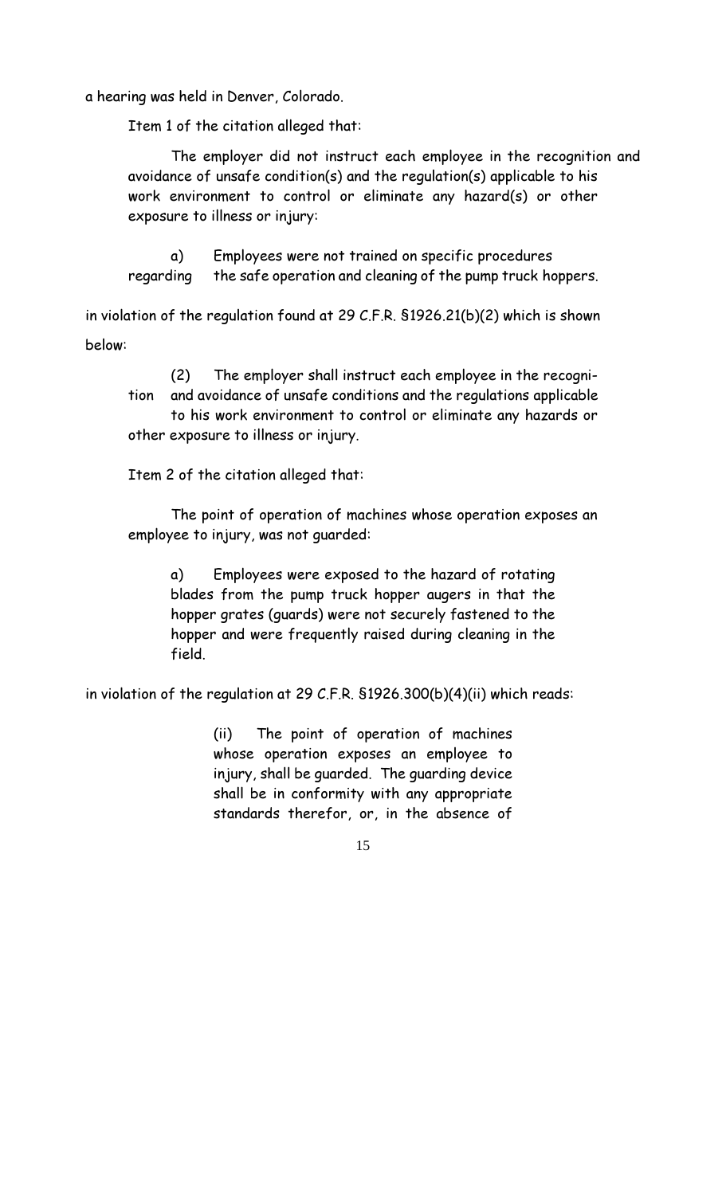a hearing was held in Denver, Colorado.

Item 1 of the citation alleged that:

> The employer did not instruct each employee in the recognition and avoidance of unsafe condition(s) and the regulation(s) applicable to his work environment to control or eliminate any hazard(s) or other exposure to illness or injury:
>
> a) Employees were not trained on specific procedures regarding the safe operation and cleaning of the pump truck hoppers.

in violation of the regulation found at 29 C.F.R. §1926.21(b)(2) which is shown below:

> (2) The employer shall instruct each employee in the recognition and avoidance of unsafe conditions and the regulations applicable to his work environment to control or eliminate any hazards or other exposure to illness or injury.

Item 2 of the citation alleged that:

> The point of operation of machines whose operation exposes an employee to injury, was not guarded:
>
> a) Employees were exposed to the hazard of rotating blades from the pump truck hopper augers in that the hopper grates (guards) were not securely fastened to the hopper and were frequently raised during cleaning in the field.

in violation of the regulation at 29 C.F.R. §1926.300(b)(4)(ii) which reads:

> (ii) The point of operation of machines whose operation exposes an employee to injury, shall be guarded. The guarding device shall be in conformity with any appropriate standards therefor, or, in the absence of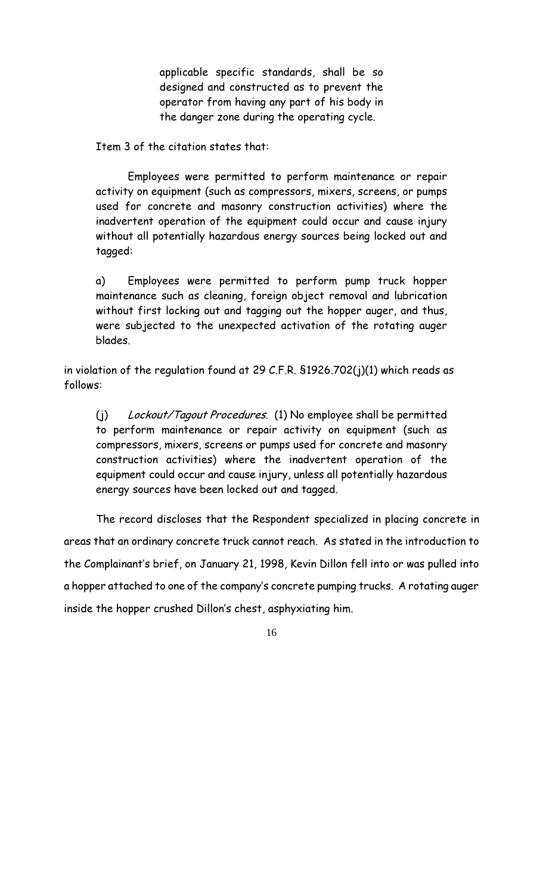> applicable specific standards, shall be so designed and constructed as to prevent the operator from having any part of his body in the danger zone during the operating cycle.

Item 3 of the citation states that:

> Employees were permitted to perform maintenance or repair activity on equipment (such as compressors, mixers, screens, or pumps used for concrete and masonry construction activities) where the inadvertent operation of the equipment could occur and cause injury without all potentially hazardous energy sources being locked out and tagged:
>
> a) Employees were permitted to perform pump truck hopper maintenance such as cleaning, foreign object removal and lubrication without first locking out and tagging out the hopper auger, and thus, were subjected to the unexpected activation of the rotating auger blades.

in violation of the regulation found at 29 C.F.R. §1926.702(j)(1) which reads as follows:

> (j) *Lockout/Tagout Procedures.* (1) No employee shall be permitted to perform maintenance or repair activity on equipment (such as compressors, mixers, screens or pumps used for concrete and masonry construction activities) where the inadvertent operation of the equipment could occur and cause injury, unless all potentially hazardous energy sources have been locked out and tagged.

The record discloses that the Respondent specialized in placing concrete in areas that an ordinary concrete truck cannot reach. As stated in the introduction to the Complainant's brief, on January 21, 1998, Kevin Dillon fell into or was pulled into a hopper attached to one of the company's concrete pumping trucks. A rotating auger inside the hopper crushed Dillon's chest, asphyxiating him.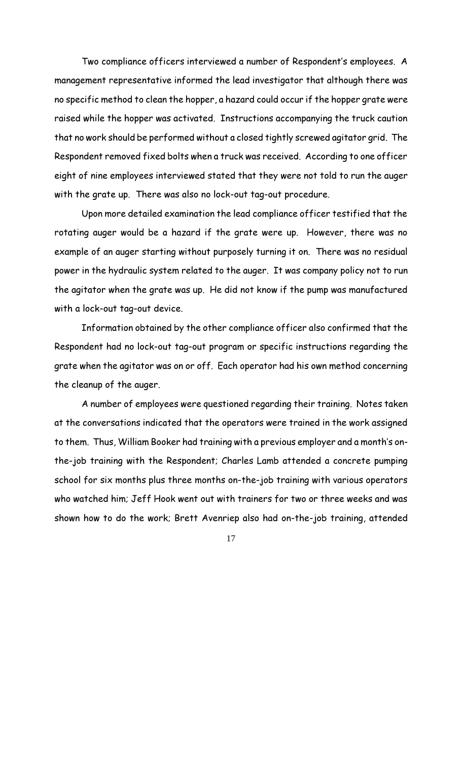Two compliance officers interviewed a number of Respondent's employees. A management representative informed the lead investigator that although there was no specific method to clean the hopper, a hazard could occur if the hopper grate were raised while the hopper was activated. Instructions accompanying the truck caution that no work should be performed without a closed tightly screwed agitator grid. The Respondent removed fixed bolts when a truck was received. According to one officer eight of nine employees interviewed stated that they were not told to run the auger with the grate up. There was also no lock-out tag-out procedure.

Upon more detailed examination the lead compliance officer testified that the rotating auger would be a hazard if the grate were up. However, there was no example of an auger starting without purposely turning it on. There was no residual power in the hydraulic system related to the auger. It was company policy not to run the agitator when the grate was up. He did not know if the pump was manufactured with a lock-out tag-out device.

Information obtained by the other compliance officer also confirmed that the Respondent had no lock-out tag-out program or specific instructions regarding the grate when the agitator was on or off. Each operator had his own method concerning the cleanup of the auger.

A number of employees were questioned regarding their training. Notes taken at the conversations indicated that the operators were trained in the work assigned to them. Thus, William Booker had training with a previous employer and a month's on-the-job training with the Respondent; Charles Lamb attended a concrete pumping school for six months plus three months on-the-job training with various operators who watched him; Jeff Hook went out with trainers for two or three weeks and was shown how to do the work; Brett Avenriep also had on-the-job training, attended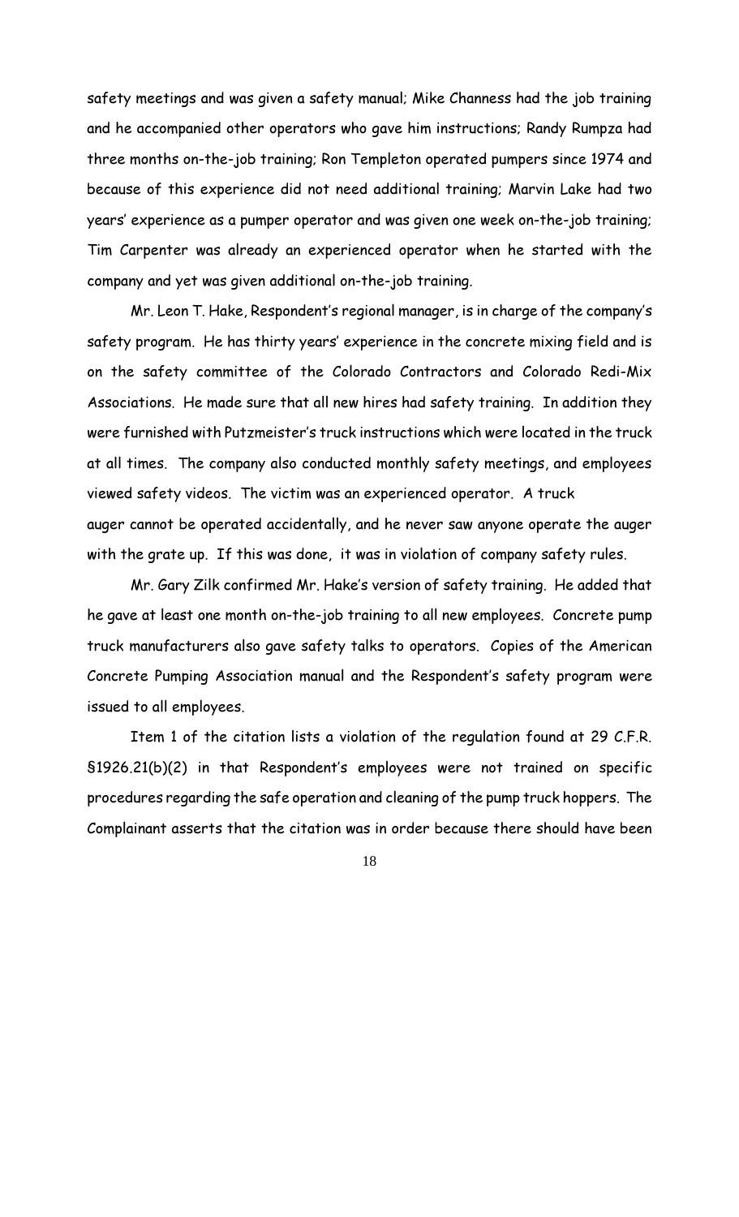safety meetings and was given a safety manual; Mike Channess had the job training and he accompanied other operators who gave him instructions; Randy Rumpza had three months on-the-job training; Ron Templeton operated pumpers since 1974 and because of this experience did not need additional training; Marvin Lake had two years' experience as a pumper operator and was given one week on-the-job training; Tim Carpenter was already an experienced operator when he started with the company and yet was given additional on-the-job training.

Mr. Leon T. Hake, Respondent's regional manager, is in charge of the company's safety program. He has thirty years' experience in the concrete mixing field and is on the safety committee of the Colorado Contractors and Colorado Redi-Mix Associations. He made sure that all new hires had safety training. In addition they were furnished with Putzmeister's truck instructions which were located in the truck at all times. The company also conducted monthly safety meetings, and employees viewed safety videos. The victim was an experienced operator. A truck auger cannot be operated accidentally, and he never saw anyone operate the auger with the grate up. If this was done, it was in violation of company safety rules.

Mr. Gary Zilk confirmed Mr. Hake's version of safety training. He added that he gave at least one month on-the-job training to all new employees. Concrete pump truck manufacturers also gave safety talks to operators. Copies of the American Concrete Pumping Association manual and the Respondent's safety program were issued to all employees.

Item 1 of the citation lists a violation of the regulation found at 29 C.F.R. §1926.21(b)(2) in that Respondent's employees were not trained on specific procedures regarding the safe operation and cleaning of the pump truck hoppers. The Complainant asserts that the citation was in order because there should have been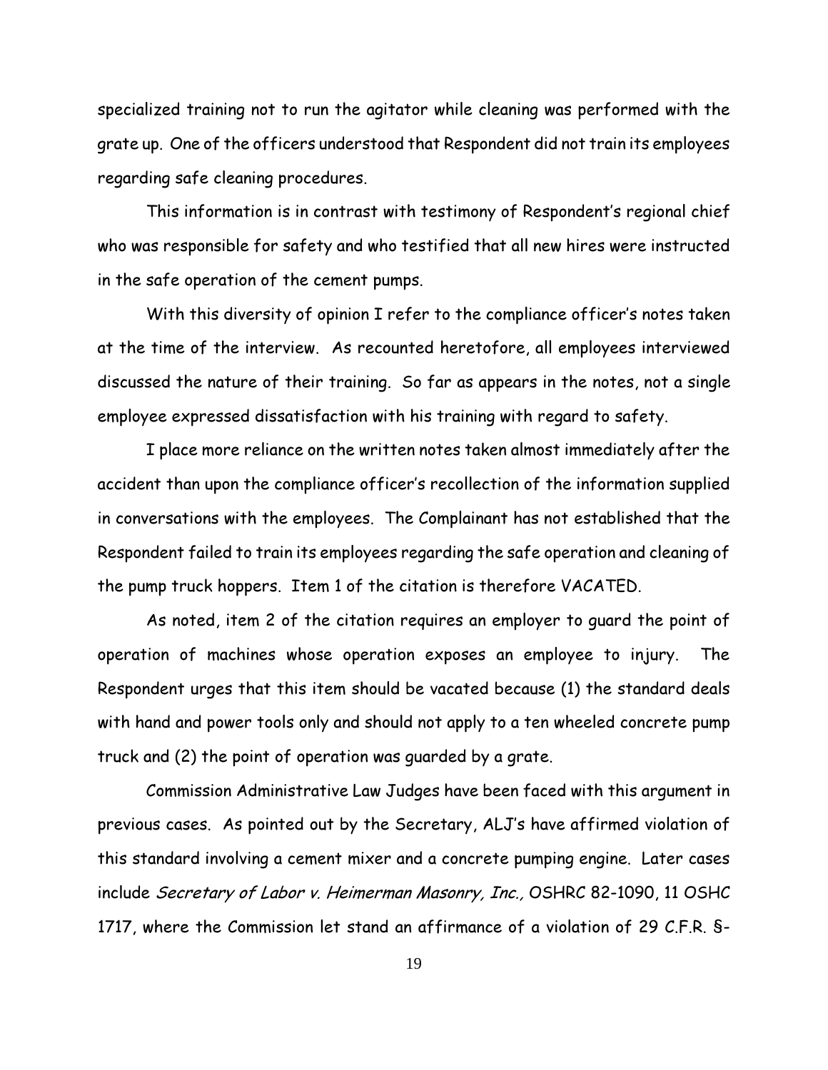specialized training not to run the agitator while cleaning was performed with the grate up. One of the officers understood that Respondent did not train its employees regarding safe cleaning procedures.

This information is in contrast with testimony of Respondent's regional chief who was responsible for safety and who testified that all new hires were instructed in the safe operation of the cement pumps.

With this diversity of opinion I refer to the compliance officer's notes taken at the time of the interview. As recounted heretofore, all employees interviewed discussed the nature of their training. So far as appears in the notes, not a single employee expressed dissatisfaction with his training with regard to safety.

I place more reliance on the written notes taken almost immediately after the accident than upon the compliance officer's recollection of the information supplied in conversations with the employees. The Complainant has not established that the Respondent failed to train its employees regarding the safe operation and cleaning of the pump truck hoppers. Item 1 of the citation is therefore VACATED.

As noted, item 2 of the citation requires an employer to guard the point of operation of machines whose operation exposes an employee to injury. The Respondent urges that this item should be vacated because (1) the standard deals with hand and power tools only and should not apply to a ten wheeled concrete pump truck and (2) the point of operation was guarded by a grate.

Commission Administrative Law Judges have been faced with this argument in previous cases. As pointed out by the Secretary, ALJ's have affirmed violation of this standard involving a cement mixer and a concrete pumping engine. Later cases include *Secretary of Labor v. Heimerman Masonry, Inc.,* OSHRC 82-1090, 11 OSHC 1717, where the Commission let stand an affirmance of a violation of 29 C.F.R. §-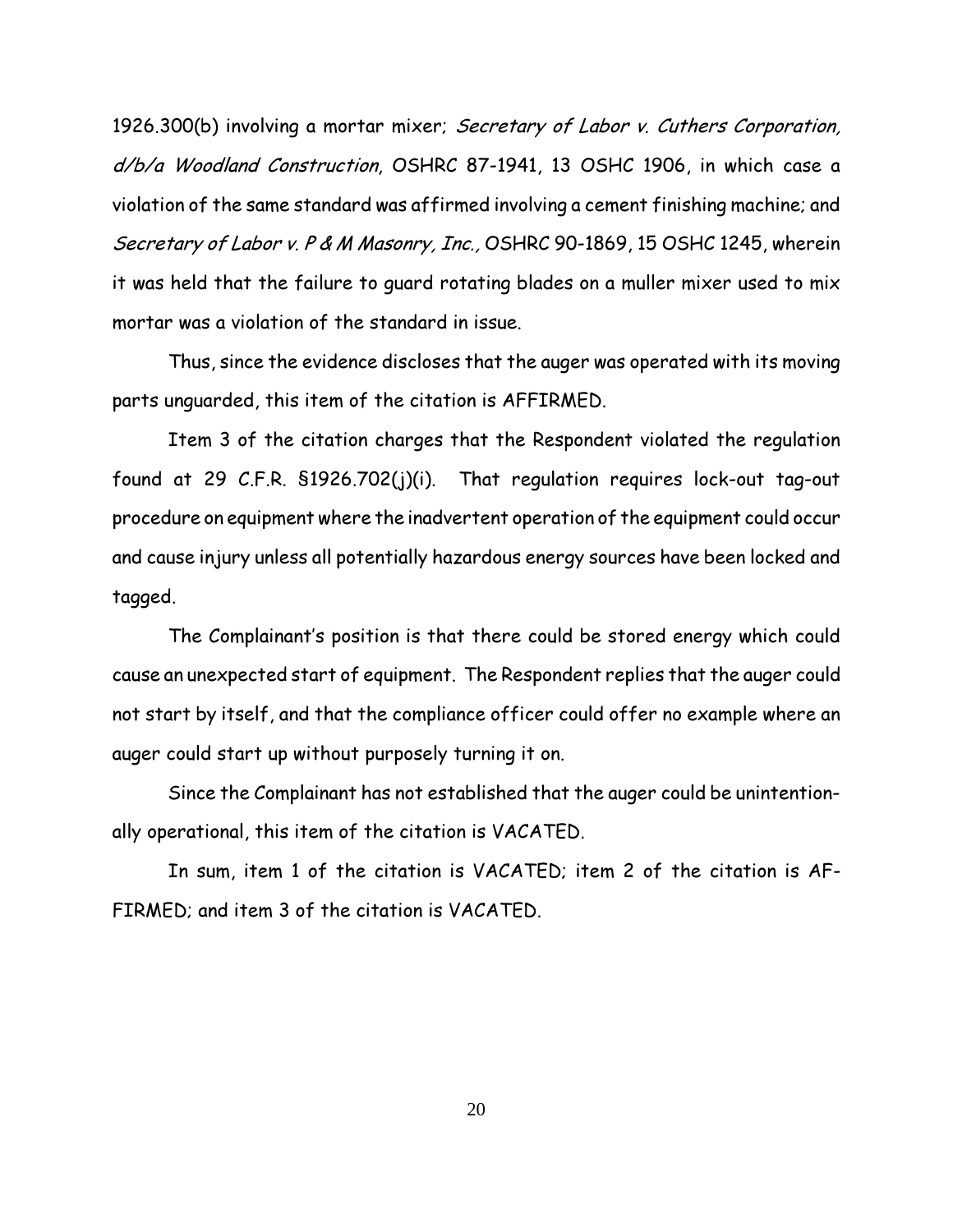1926.300(b) involving a mortar mixer; *Secretary of Labor v. Cuthers Corporation, d/b/a Woodland Construction*, OSHRC 87-1941, 13 OSHC 1906, in which case a violation of the same standard was affirmed involving a cement finishing machine; and *Secretary of Labor v. P & M Masonry, Inc.,* OSHRC 90-1869, 15 OSHC 1245, wherein it was held that the failure to guard rotating blades on a muller mixer used to mix mortar was a violation of the standard in issue.

Thus, since the evidence discloses that the auger was operated with its moving parts unguarded, this item of the citation is AFFIRMED.

Item 3 of the citation charges that the Respondent violated the regulation found at 29 C.F.R. §1926.702(j)(i). That regulation requires lock-out tag-out procedure on equipment where the inadvertent operation of the equipment could occur and cause injury unless all potentially hazardous energy sources have been locked and tagged.

The Complainant's position is that there could be stored energy which could cause an unexpected start of equipment. The Respondent replies that the auger could not start by itself, and that the compliance officer could offer no example where an auger could start up without purposely turning it on.

Since the Complainant has not established that the auger could be unintentionally operational, this item of the citation is VACATED.

In sum, item 1 of the citation is VACATED; item 2 of the citation is AFFIRMED; and item 3 of the citation is VACATED.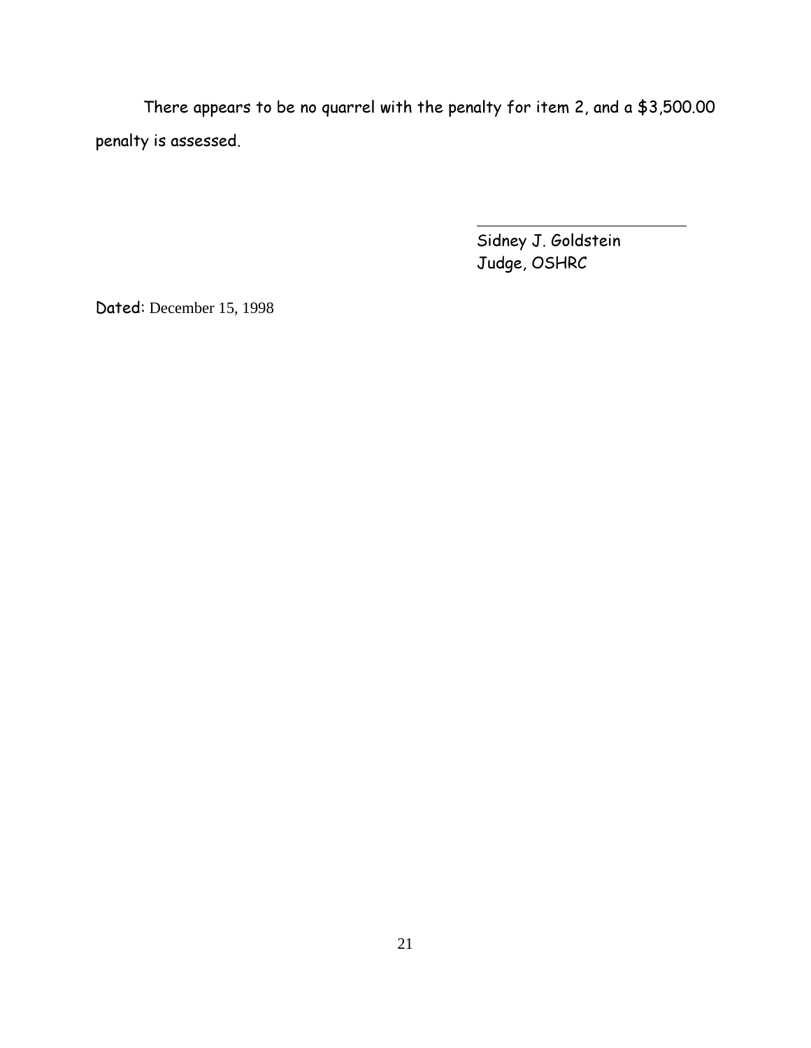There appears to be no quarrel with the penalty for item 2, and a $3,500.00 penalty is assessed.

Sidney J. Goldstein
Judge, OSHRC

Dated: December 15, 1998